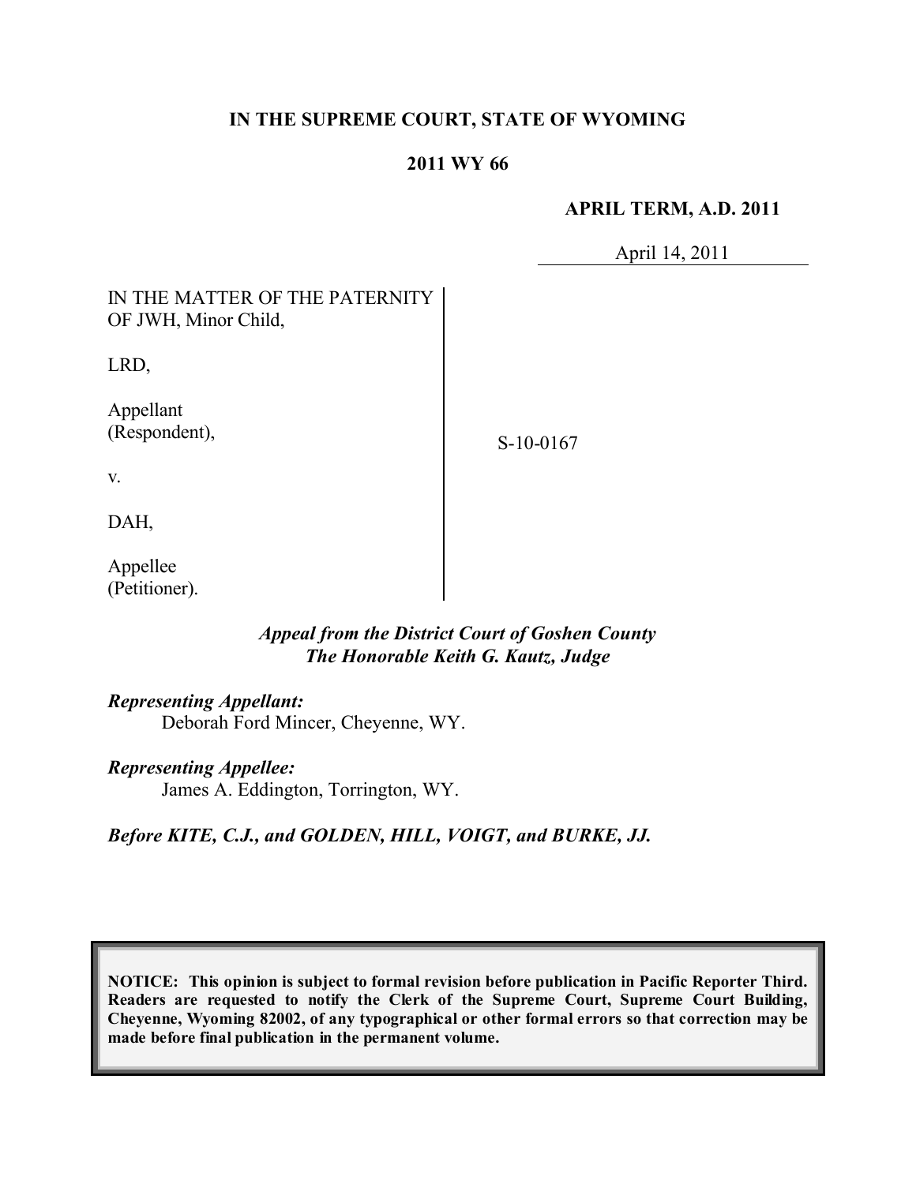**IN THE SUPREME COURT, STATE OF WYOMING**

**2011 WY 66**

**APRIL TERM, A.D. 2011**

April 14, 2011

IN THE MATTER OF THE PATERNITY OF JWH, Minor Child,

LRD,

Appellant (Respondent),

v.

DAH,

Appellee (Petitioner).

S-10-0167

***Appeal from the District Court of Goshen County***
***The Honorable Keith G. Kautz, Judge***

***Representing Appellant:***
Deborah Ford Mincer, Cheyenne, WY.

***Representing Appellee:***
James A. Eddington, Torrington, WY.

***Before KITE, C.J., and GOLDEN, HILL, VOIGT, and BURKE, JJ.***

**NOTICE: This opinion is subject to formal revision before publication in Pacific Reporter Third. Readers are requested to notify the Clerk of the Supreme Court, Supreme Court Building, Cheyenne, Wyoming 82002, of any typographical or other formal errors so that correction may be made before final publication in the permanent volume.**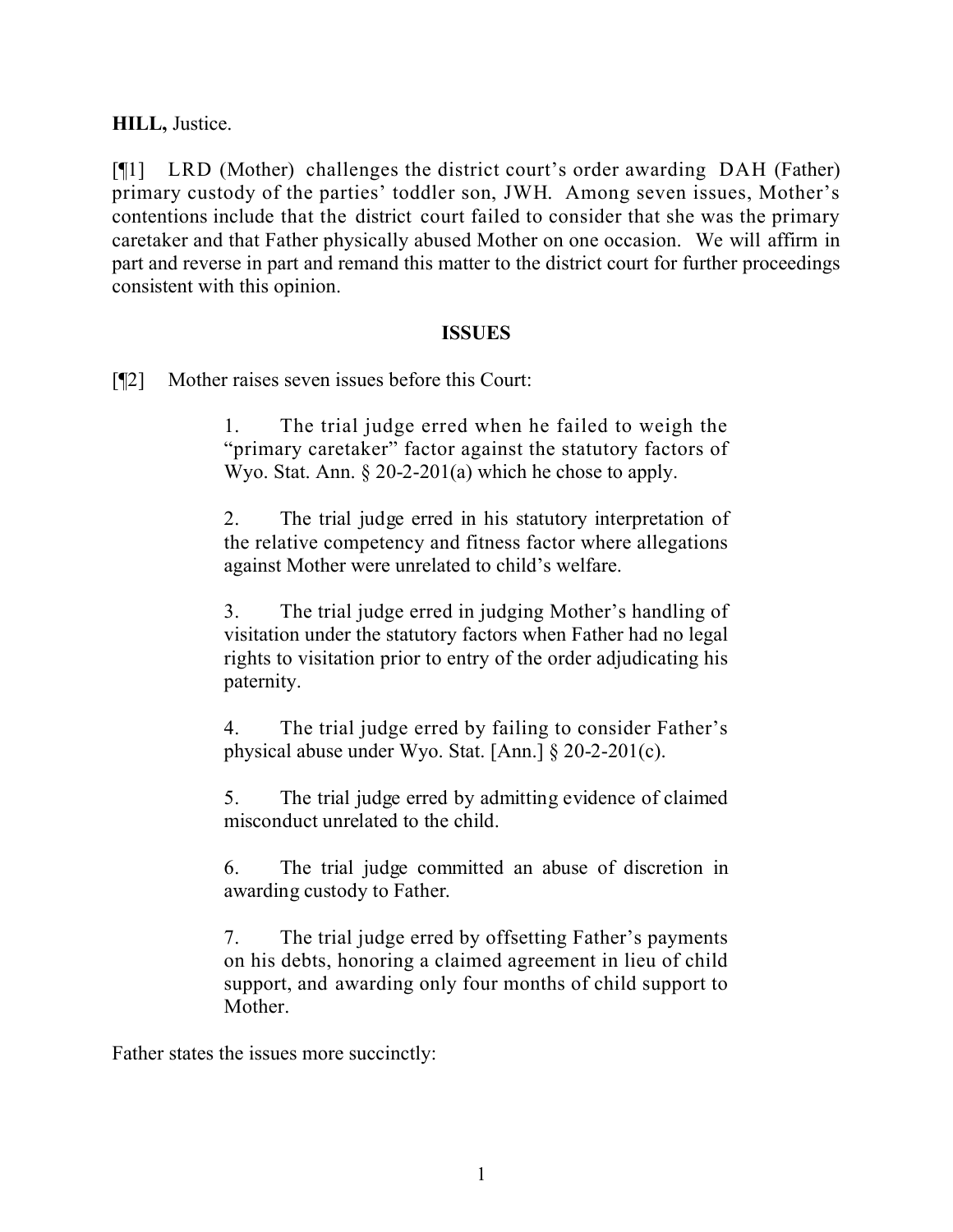**HILL,** Justice.

[¶1] LRD (Mother) challenges the district court's order awarding DAH (Father) primary custody of the parties' toddler son, JWH. Among seven issues, Mother's contentions include that the district court failed to consider that she was the primary caretaker and that Father physically abused Mother on one occasion. We will affirm in part and reverse in part and remand this matter to the district court for further proceedings consistent with this opinion.

## ISSUES

[¶2] Mother raises seven issues before this Court:

> 1. The trial judge erred when he failed to weigh the "primary caretaker" factor against the statutory factors of Wyo. Stat. Ann. § 20-2-201(a) which he chose to apply.
>
> 2. The trial judge erred in his statutory interpretation of the relative competency and fitness factor where allegations against Mother were unrelated to child's welfare.
>
> 3. The trial judge erred in judging Mother's handling of visitation under the statutory factors when Father had no legal rights to visitation prior to entry of the order adjudicating his paternity.
>
> 4. The trial judge erred by failing to consider Father's physical abuse under Wyo. Stat. [Ann.] § 20-2-201(c).
>
> 5. The trial judge erred by admitting evidence of claimed misconduct unrelated to the child.
>
> 6. The trial judge committed an abuse of discretion in awarding custody to Father.
>
> 7. The trial judge erred by offsetting Father's payments on his debts, honoring a claimed agreement in lieu of child support, and awarding only four months of child support to Mother.

Father states the issues more succinctly: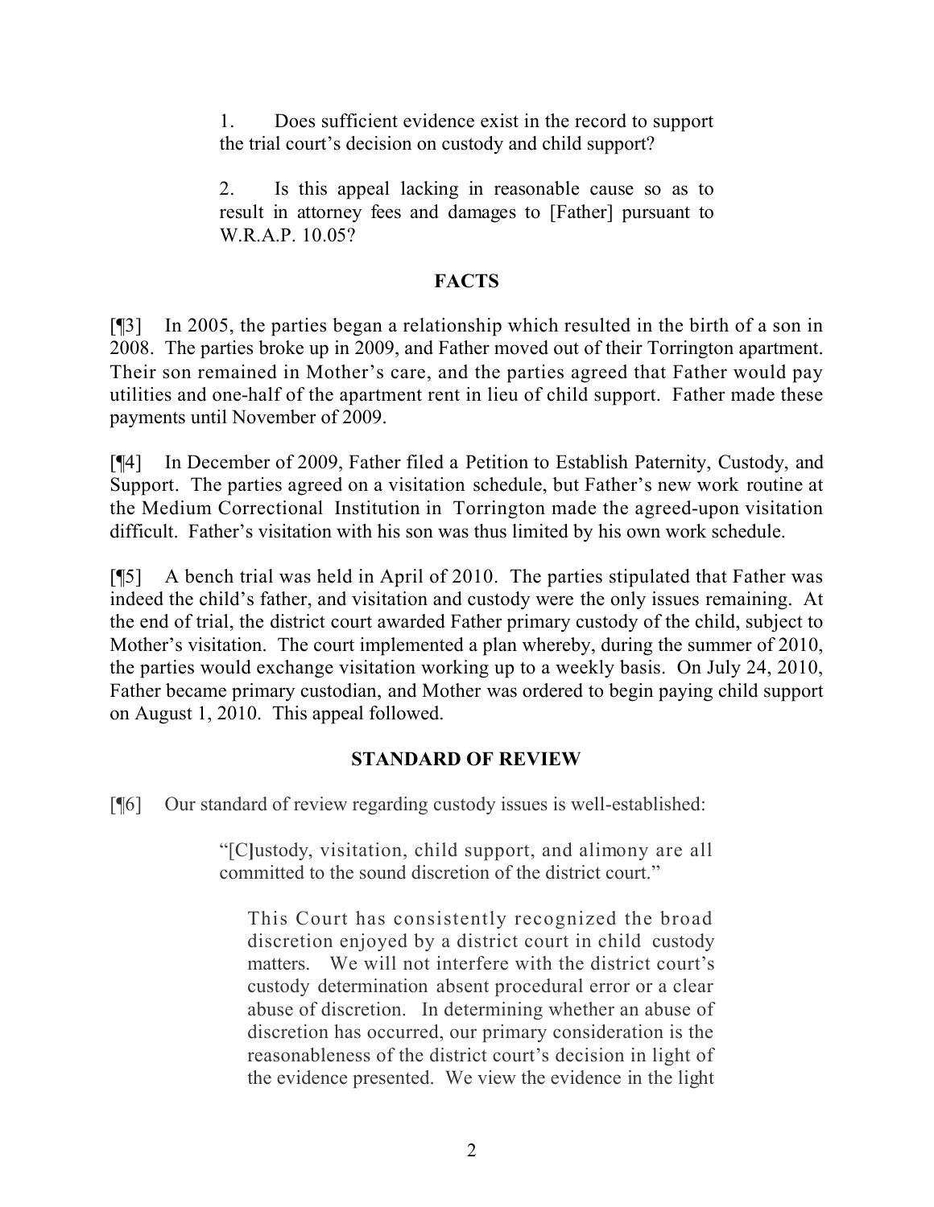> 1. Does sufficient evidence exist in the record to support the trial court's decision on custody and child support?
>
> 2. Is this appeal lacking in reasonable cause so as to result in attorney fees and damages to [Father] pursuant to W.R.A.P. 10.05?

## FACTS

[¶3] In 2005, the parties began a relationship which resulted in the birth of a son in 2008. The parties broke up in 2009, and Father moved out of their Torrington apartment. Their son remained in Mother's care, and the parties agreed that Father would pay utilities and one-half of the apartment rent in lieu of child support. Father made these payments until November of 2009.

[¶4] In December of 2009, Father filed a Petition to Establish Paternity, Custody, and Support. The parties agreed on a visitation schedule, but Father's new work routine at the Medium Correctional Institution in Torrington made the agreed-upon visitation difficult. Father's visitation with his son was thus limited by his own work schedule.

[¶5] A bench trial was held in April of 2010. The parties stipulated that Father was indeed the child's father, and visitation and custody were the only issues remaining. At the end of trial, the district court awarded Father primary custody of the child, subject to Mother's visitation. The court implemented a plan whereby, during the summer of 2010, the parties would exchange visitation working up to a weekly basis. On July 24, 2010, Father became primary custodian, and Mother was ordered to begin paying child support on August 1, 2010. This appeal followed.

## STANDARD OF REVIEW

[¶6] Our standard of review regarding custody issues is well-established:

> "[C]ustody, visitation, child support, and alimony are all committed to the sound discretion of the district court."
>
> > This Court has consistently recognized the broad discretion enjoyed by a district court in child custody matters. We will not interfere with the district court's custody determination absent procedural error or a clear abuse of discretion. In determining whether an abuse of discretion has occurred, our primary consideration is the reasonableness of the district court's decision in light of the evidence presented. We view the evidence in the light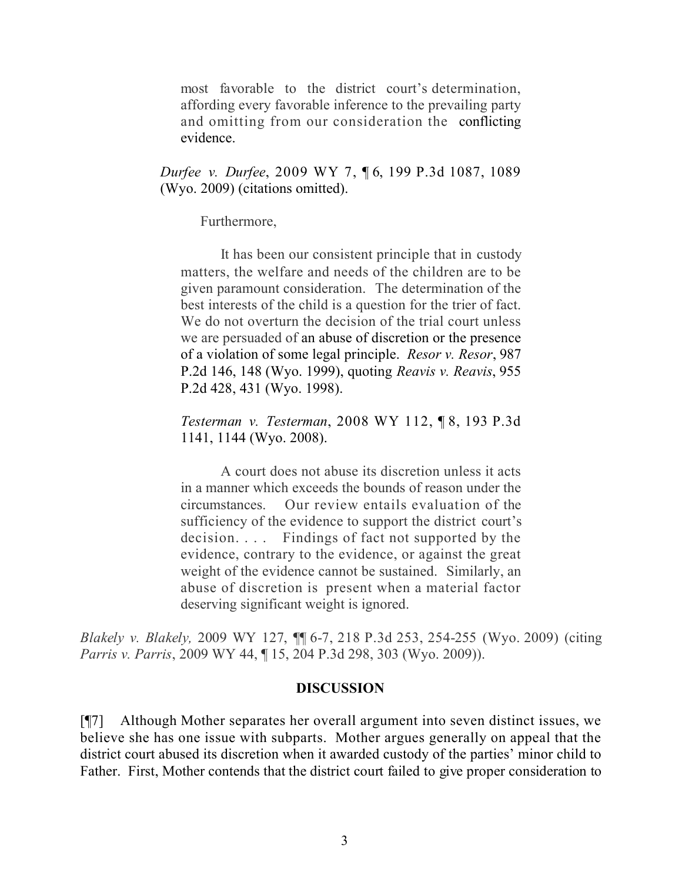> most favorable to the district court's determination, affording every favorable inference to the prevailing party and omitting from our consideration the conflicting evidence.
>
> *Durfee v. Durfee*, 2009 WY 7, ¶ 6, 199 P.3d 1087, 1089 (Wyo. 2009) (citations omitted).
>
> Furthermore,
>
> > It has been our consistent principle that in custody matters, the welfare and needs of the children are to be given paramount consideration. The determination of the best interests of the child is a question for the trier of fact. We do not overturn the decision of the trial court unless we are persuaded of an abuse of discretion or the presence of a violation of some legal principle. *Resor v. Resor*, 987 P.2d 146, 148 (Wyo. 1999), quoting *Reavis v. Reavis*, 955 P.2d 428, 431 (Wyo. 1998).
> >
> > *Testerman v. Testerman*, 2008 WY 112, ¶ 8, 193 P.3d 1141, 1144 (Wyo. 2008).
> >
> > A court does not abuse its discretion unless it acts in a manner which exceeds the bounds of reason under the circumstances. Our review entails evaluation of the sufficiency of the evidence to support the district court's decision. . . . Findings of fact not supported by the evidence, contrary to the evidence, or against the great weight of the evidence cannot be sustained. Similarly, an abuse of discretion is present when a material factor deserving significant weight is ignored.

*Blakely v. Blakely,* 2009 WY 127, ¶¶ 6-7, 218 P.3d 253, 254-255 (Wyo. 2009) (citing *Parris v. Parris*, 2009 WY 44, ¶ 15, 204 P.3d 298, 303 (Wyo. 2009)).

## DISCUSSION

[¶7] Although Mother separates her overall argument into seven distinct issues, we believe she has one issue with subparts. Mother argues generally on appeal that the district court abused its discretion when it awarded custody of the parties' minor child to Father. First, Mother contends that the district court failed to give proper consideration to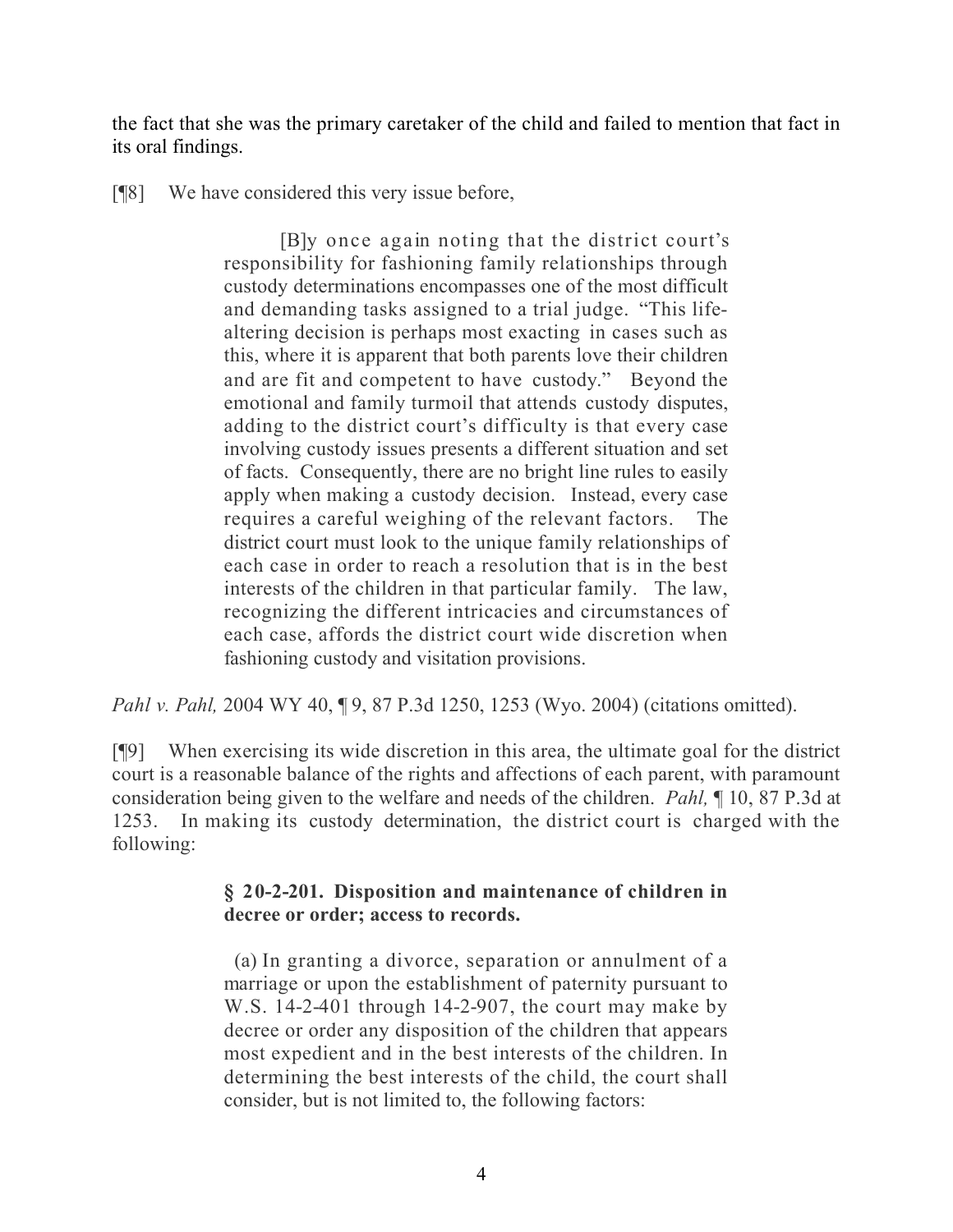the fact that she was the primary caretaker of the child and failed to mention that fact in its oral findings.

[¶8] We have considered this very issue before,

> [B]y once again noting that the district court's responsibility for fashioning family relationships through custody determinations encompasses one of the most difficult and demanding tasks assigned to a trial judge. "This life-altering decision is perhaps most exacting in cases such as this, where it is apparent that both parents love their children and are fit and competent to have custody." Beyond the emotional and family turmoil that attends custody disputes, adding to the district court's difficulty is that every case involving custody issues presents a different situation and set of facts. Consequently, there are no bright line rules to easily apply when making a custody decision. Instead, every case requires a careful weighing of the relevant factors. The district court must look to the unique family relationships of each case in order to reach a resolution that is in the best interests of the children in that particular family. The law, recognizing the different intricacies and circumstances of each case, affords the district court wide discretion when fashioning custody and visitation provisions.

*Pahl v. Pahl,* 2004 WY 40, ¶ 9, 87 P.3d 1250, 1253 (Wyo. 2004) (citations omitted).

[¶9] When exercising its wide discretion in this area, the ultimate goal for the district court is a reasonable balance of the rights and affections of each parent, with paramount consideration being given to the welfare and needs of the children. *Pahl,* ¶ 10, 87 P.3d at 1253. In making its custody determination, the district court is charged with the following:

> **§ 20-2-201. Disposition and maintenance of children in decree or order; access to records.**
>
> (a) In granting a divorce, separation or annulment of a marriage or upon the establishment of paternity pursuant to W.S. 14-2-401 through 14-2-907, the court may make by decree or order any disposition of the children that appears most expedient and in the best interests of the children. In determining the best interests of the child, the court shall consider, but is not limited to, the following factors: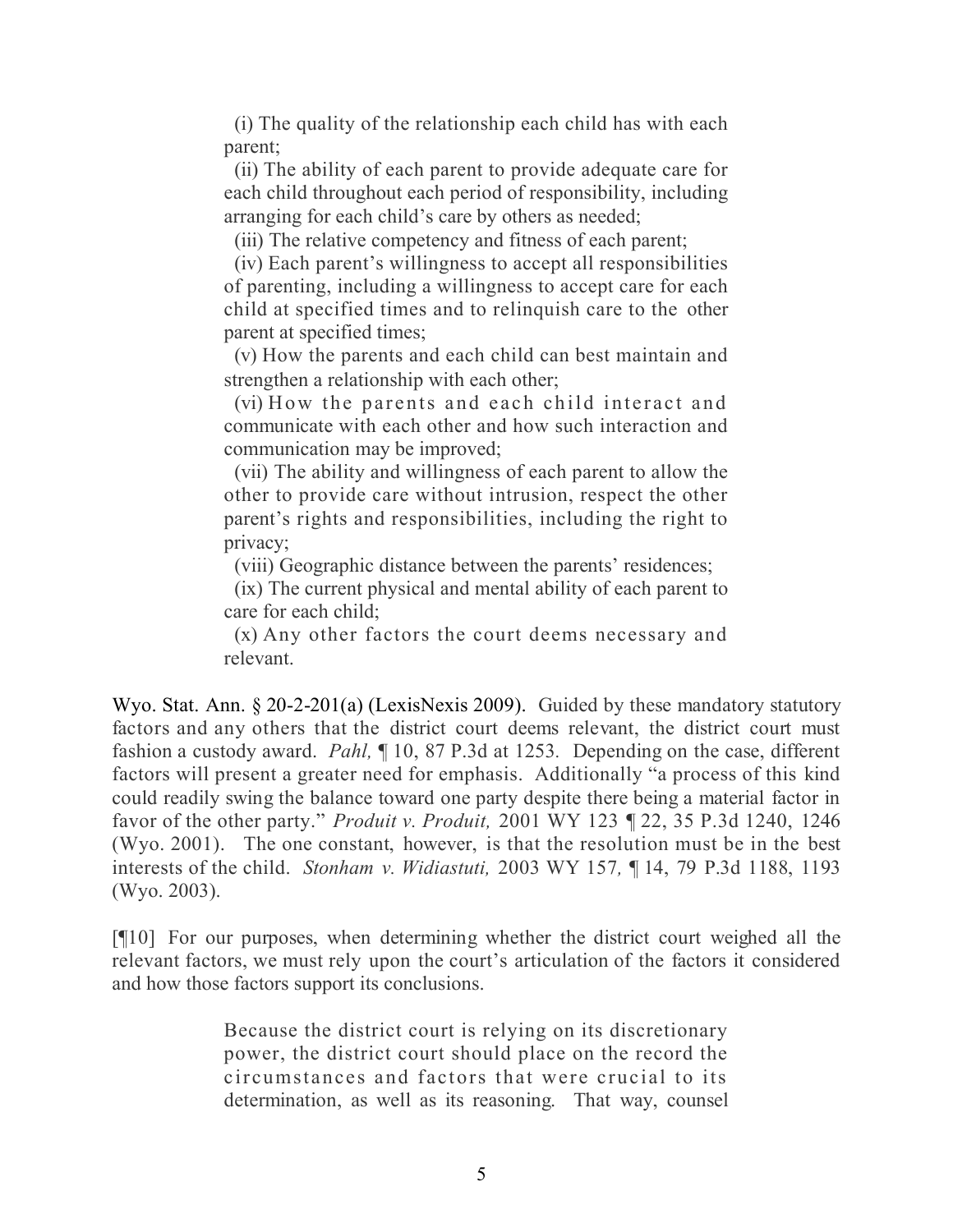> (i) The quality of the relationship each child has with each parent;
>
> (ii) The ability of each parent to provide adequate care for each child throughout each period of responsibility, including arranging for each child's care by others as needed;
>
> (iii) The relative competency and fitness of each parent;
>
> (iv) Each parent's willingness to accept all responsibilities of parenting, including a willingness to accept care for each child at specified times and to relinquish care to the other parent at specified times;
>
> (v) How the parents and each child can best maintain and strengthen a relationship with each other;
>
> (vi) How the parents and each child interact and communicate with each other and how such interaction and communication may be improved;
>
> (vii) The ability and willingness of each parent to allow the other to provide care without intrusion, respect the other parent's rights and responsibilities, including the right to privacy;
>
> (viii) Geographic distance between the parents' residences;
>
> (ix) The current physical and mental ability of each parent to care for each child;
>
> (x) Any other factors the court deems necessary and relevant.

Wyo. Stat. Ann. § 20-2-201(a) (LexisNexis 2009). Guided by these mandatory statutory factors and any others that the district court deems relevant, the district court must fashion a custody award. *Pahl,* ¶ 10, 87 P.3d at 1253. Depending on the case, different factors will present a greater need for emphasis. Additionally "a process of this kind could readily swing the balance toward one party despite there being a material factor in favor of the other party." *Produit v. Produit,* 2001 WY 123 ¶ 22, 35 P.3d 1240, 1246 (Wyo. 2001). The one constant, however, is that the resolution must be in the best interests of the child. *Stonham v. Widiastuti,* 2003 WY 157, ¶ 14, 79 P.3d 1188, 1193 (Wyo. 2003).

[¶10] For our purposes, when determining whether the district court weighed all the relevant factors, we must rely upon the court's articulation of the factors it considered and how those factors support its conclusions.

> Because the district court is relying on its discretionary power, the district court should place on the record the circumstances and factors that were crucial to its determination, as well as its reasoning. That way, counsel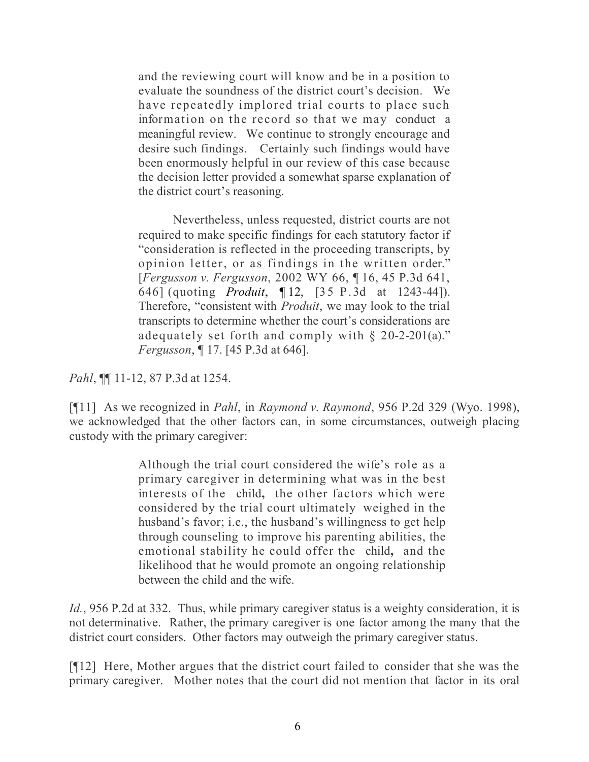> and the reviewing court will know and be in a position to evaluate the soundness of the district court's decision. We have repeatedly implored trial courts to place such information on the record so that we may conduct a meaningful review. We continue to strongly encourage and desire such findings. Certainly such findings would have been enormously helpful in our review of this case because the decision letter provided a somewhat sparse explanation of the district court's reasoning.
>
> Nevertheless, unless requested, district courts are not required to make specific findings for each statutory factor if "consideration is reflected in the proceeding transcripts, by opinion letter, or as findings in the written order." [*Fergusson v. Fergusson*, 2002 WY 66, ¶ 16, 45 P.3d 641, 646] (quoting ***Produit***, ¶ 12, [35 P.3d at 1243-44]). Therefore, "consistent with *Produit*, we may look to the trial transcripts to determine whether the court's considerations are adequately set forth and comply with § 20-2-201(a)." *Fergusson*, ¶ 17. [45 P.3d at 646].

*Pahl*, ¶¶ 11-12, 87 P.3d at 1254.

[¶11] As we recognized in *Pahl*, in *Raymond v. Raymond*, 956 P.2d 329 (Wyo. 1998), we acknowledged that the other factors can, in some circumstances, outweigh placing custody with the primary caregiver:

> Although the trial court considered the wife's role as a primary caregiver in determining what was in the best interests of the child**,** the other factors which were considered by the trial court ultimately weighed in the husband's favor; i.e., the husband's willingness to get help through counseling to improve his parenting abilities, the emotional stability he could offer the child**,** and the likelihood that he would promote an ongoing relationship between the child and the wife.

*Id.*, 956 P.2d at 332. Thus, while primary caregiver status is a weighty consideration, it is not determinative. Rather, the primary caregiver is one factor among the many that the district court considers. Other factors may outweigh the primary caregiver status.

[¶12] Here, Mother argues that the district court failed to consider that she was the primary caregiver. Mother notes that the court did not mention that factor in its oral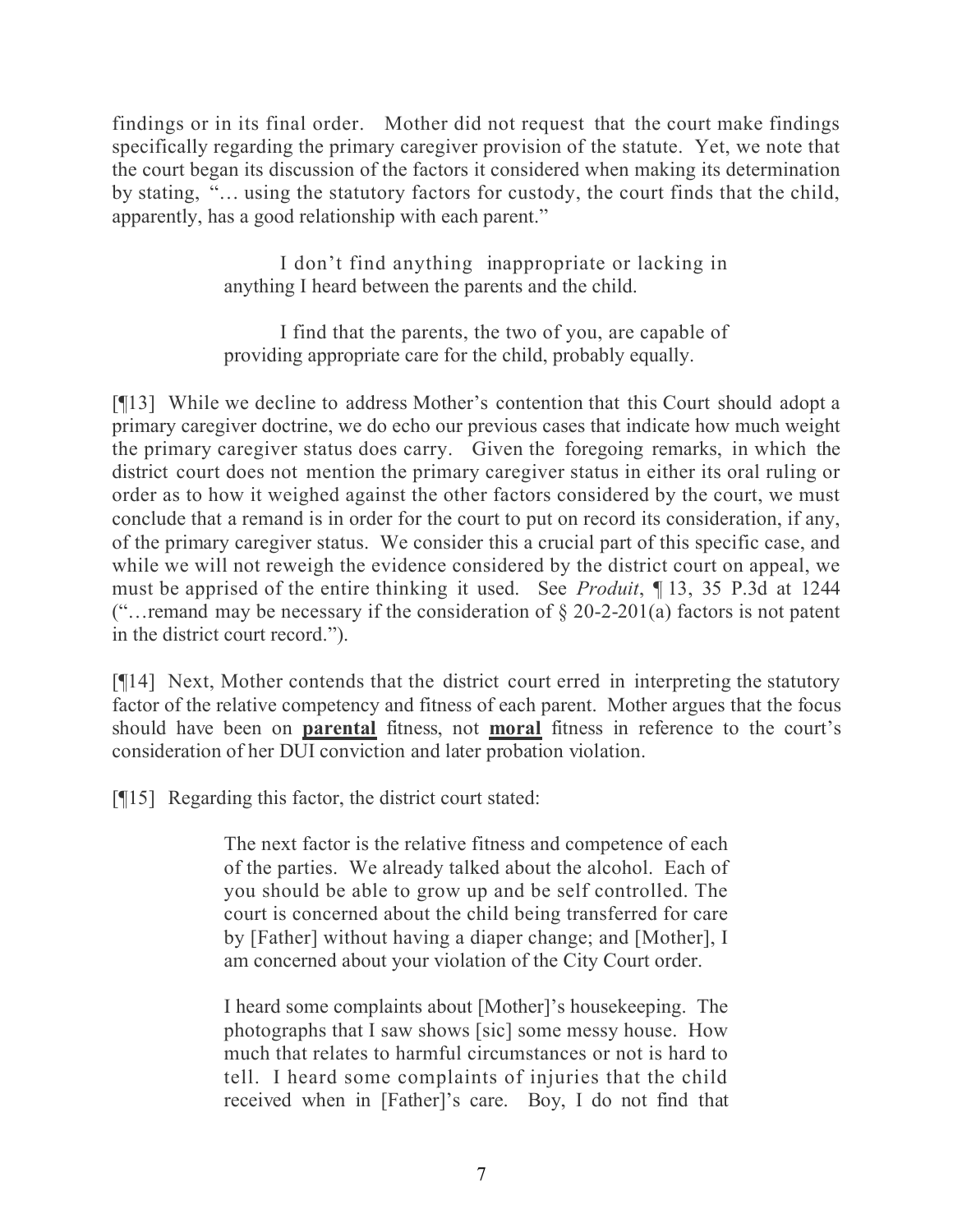findings or in its final order. Mother did not request that the court make findings specifically regarding the primary caregiver provision of the statute. Yet, we note that the court began its discussion of the factors it considered when making its determination by stating, "… using the statutory factors for custody, the court finds that the child, apparently, has a good relationship with each parent."

> I don't find anything inappropriate or lacking in anything I heard between the parents and the child.
>
> I find that the parents, the two of you, are capable of providing appropriate care for the child, probably equally.

[¶13] While we decline to address Mother's contention that this Court should adopt a primary caregiver doctrine, we do echo our previous cases that indicate how much weight the primary caregiver status does carry. Given the foregoing remarks, in which the district court does not mention the primary caregiver status in either its oral ruling or order as to how it weighed against the other factors considered by the court, we must conclude that a remand is in order for the court to put on record its consideration, if any, of the primary caregiver status. We consider this a crucial part of this specific case, and while we will not reweigh the evidence considered by the district court on appeal, we must be apprised of the entire thinking it used. See *Produit*, ¶ 13, 35 P.3d at 1244 ("…remand may be necessary if the consideration of § 20-2-201(a) factors is not patent in the district court record.").

[¶14] Next, Mother contends that the district court erred in interpreting the statutory factor of the relative competency and fitness of each parent. Mother argues that the focus should have been on **parental** fitness, not **moral** fitness in reference to the court's consideration of her DUI conviction and later probation violation.

[¶15] Regarding this factor, the district court stated:

> The next factor is the relative fitness and competence of each of the parties. We already talked about the alcohol. Each of you should be able to grow up and be self controlled. The court is concerned about the child being transferred for care by [Father] without having a diaper change; and [Mother], I am concerned about your violation of the City Court order.
>
> I heard some complaints about [Mother]'s housekeeping. The photographs that I saw shows [sic] some messy house. How much that relates to harmful circumstances or not is hard to tell. I heard some complaints of injuries that the child received when in [Father]'s care. Boy, I do not find that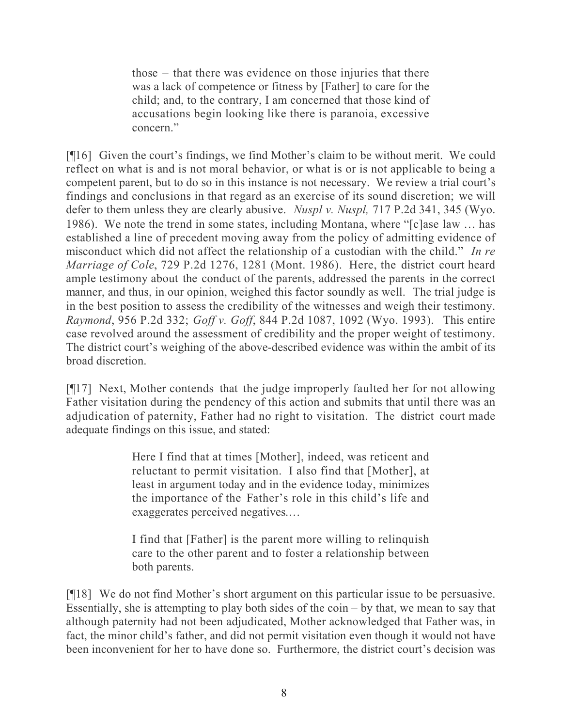> those – that there was evidence on those injuries that there was a lack of competence or fitness by [Father] to care for the child; and, to the contrary, I am concerned that those kind of accusations begin looking like there is paranoia, excessive concern."

[¶16] Given the court's findings, we find Mother's claim to be without merit. We could reflect on what is and is not moral behavior, or what is or is not applicable to being a competent parent, but to do so in this instance is not necessary. We review a trial court's findings and conclusions in that regard as an exercise of its sound discretion; we will defer to them unless they are clearly abusive. *Nuspl v. Nuspl,* 717 P.2d 341, 345 (Wyo. 1986). We note the trend in some states, including Montana, where "[c]ase law … has established a line of precedent moving away from the policy of admitting evidence of misconduct which did not affect the relationship of a custodian with the child." *In re Marriage of Cole*, 729 P.2d 1276, 1281 (Mont. 1986). Here, the district court heard ample testimony about the conduct of the parents, addressed the parents in the correct manner, and thus, in our opinion, weighed this factor soundly as well. The trial judge is in the best position to assess the credibility of the witnesses and weigh their testimony. *Raymond*, 956 P.2d 332; *Goff v. Goff*, 844 P.2d 1087, 1092 (Wyo. 1993). This entire case revolved around the assessment of credibility and the proper weight of testimony. The district court's weighing of the above-described evidence was within the ambit of its broad discretion.

[¶17] Next, Mother contends that the judge improperly faulted her for not allowing Father visitation during the pendency of this action and submits that until there was an adjudication of paternity, Father had no right to visitation. The district court made adequate findings on this issue, and stated:

> Here I find that at times [Mother], indeed, was reticent and reluctant to permit visitation. I also find that [Mother], at least in argument today and in the evidence today, minimizes the importance of the Father's role in this child's life and exaggerates perceived negatives.…
>
> I find that [Father] is the parent more willing to relinquish care to the other parent and to foster a relationship between both parents.

[¶18] We do not find Mother's short argument on this particular issue to be persuasive. Essentially, she is attempting to play both sides of the coin – by that, we mean to say that although paternity had not been adjudicated, Mother acknowledged that Father was, in fact, the minor child's father, and did not permit visitation even though it would not have been inconvenient for her to have done so. Furthermore, the district court's decision was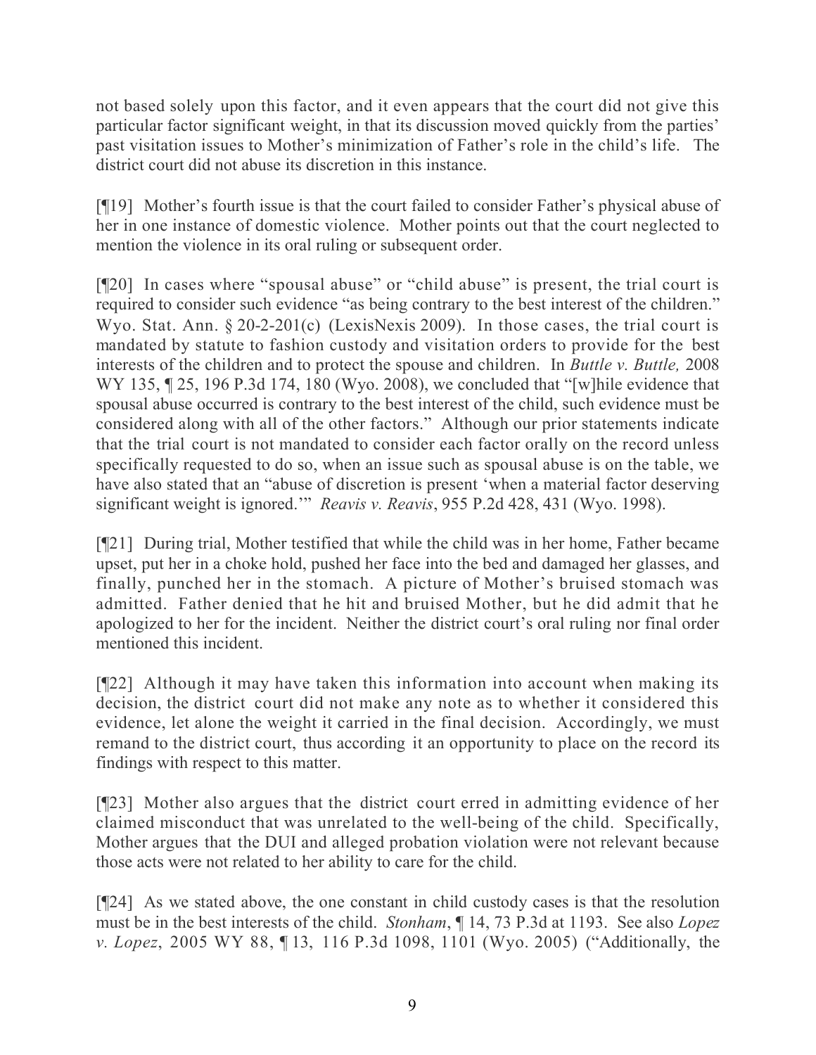not based solely upon this factor, and it even appears that the court did not give this particular factor significant weight, in that its discussion moved quickly from the parties' past visitation issues to Mother's minimization of Father's role in the child's life. The district court did not abuse its discretion in this instance.

[¶19] Mother's fourth issue is that the court failed to consider Father's physical abuse of her in one instance of domestic violence. Mother points out that the court neglected to mention the violence in its oral ruling or subsequent order.

[¶20] In cases where "spousal abuse" or "child abuse" is present, the trial court is required to consider such evidence "as being contrary to the best interest of the children." Wyo. Stat. Ann. § 20-2-201(c) (LexisNexis 2009). In those cases, the trial court is mandated by statute to fashion custody and visitation orders to provide for the best interests of the children and to protect the spouse and children. In *Buttle v. Buttle,* 2008 WY 135, ¶ 25, 196 P.3d 174, 180 (Wyo. 2008), we concluded that "[w]hile evidence that spousal abuse occurred is contrary to the best interest of the child, such evidence must be considered along with all of the other factors." Although our prior statements indicate that the trial court is not mandated to consider each factor orally on the record unless specifically requested to do so, when an issue such as spousal abuse is on the table, we have also stated that an "abuse of discretion is present 'when a material factor deserving significant weight is ignored.'" *Reavis v. Reavis*, 955 P.2d 428, 431 (Wyo. 1998).

[¶21] During trial, Mother testified that while the child was in her home, Father became upset, put her in a choke hold, pushed her face into the bed and damaged her glasses, and finally, punched her in the stomach. A picture of Mother's bruised stomach was admitted. Father denied that he hit and bruised Mother, but he did admit that he apologized to her for the incident. Neither the district court's oral ruling nor final order mentioned this incident.

[¶22] Although it may have taken this information into account when making its decision, the district court did not make any note as to whether it considered this evidence, let alone the weight it carried in the final decision. Accordingly, we must remand to the district court, thus according it an opportunity to place on the record its findings with respect to this matter.

[¶23] Mother also argues that the district court erred in admitting evidence of her claimed misconduct that was unrelated to the well-being of the child. Specifically, Mother argues that the DUI and alleged probation violation were not relevant because those acts were not related to her ability to care for the child.

[¶24] As we stated above, the one constant in child custody cases is that the resolution must be in the best interests of the child. *Stonham*, ¶ 14, 73 P.3d at 1193. See also *Lopez v. Lopez*, 2005 WY 88, ¶ 13, 116 P.3d 1098, 1101 (Wyo. 2005) ("Additionally, the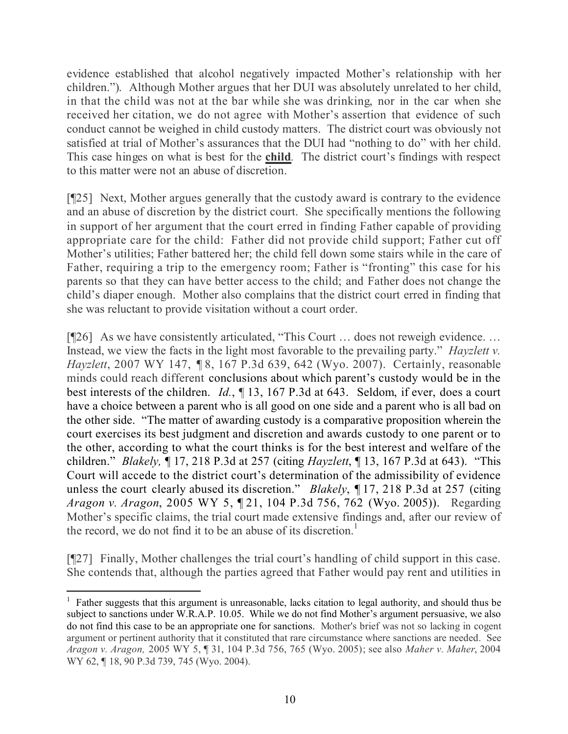evidence established that alcohol negatively impacted Mother's relationship with her children."). Although Mother argues that her DUI was absolutely unrelated to her child, in that the child was not at the bar while she was drinking, nor in the car when she received her citation, we do not agree with Mother's assertion that evidence of such conduct cannot be weighed in child custody matters. The district court was obviously not satisfied at trial of Mother's assurances that the DUI had "nothing to do" with her child. This case hinges on what is best for the **child**. The district court's findings with respect to this matter were not an abuse of discretion.

[¶25] Next, Mother argues generally that the custody award is contrary to the evidence and an abuse of discretion by the district court. She specifically mentions the following in support of her argument that the court erred in finding Father capable of providing appropriate care for the child: Father did not provide child support; Father cut off Mother's utilities; Father battered her; the child fell down some stairs while in the care of Father, requiring a trip to the emergency room; Father is "fronting" this case for his parents so that they can have better access to the child; and Father does not change the child's diaper enough. Mother also complains that the district court erred in finding that she was reluctant to provide visitation without a court order.

[¶26] As we have consistently articulated, "This Court … does not reweigh evidence. … Instead, we view the facts in the light most favorable to the prevailing party." *Hayzlett v. Hayzlett*, 2007 WY 147, ¶ 8, 167 P.3d 639, 642 (Wyo. 2007). Certainly, reasonable minds could reach different conclusions about which parent's custody would be in the best interests of the children. *Id.*, ¶ 13, 167 P.3d at 643. Seldom, if ever, does a court have a choice between a parent who is all good on one side and a parent who is all bad on the other side. "The matter of awarding custody is a comparative proposition wherein the court exercises its best judgment and discretion and awards custody to one parent or to the other, according to what the court thinks is for the best interest and welfare of the children." *Blakely,* ¶ 17, 218 P.3d at 257 (citing *Hayzlett*, ¶ 13, 167 P.3d at 643). "This Court will accede to the district court's determination of the admissibility of evidence unless the court clearly abused its discretion." *Blakely*, ¶ 17, 218 P.3d at 257 (citing *Aragon v. Aragon*, 2005 WY 5, ¶ 21, 104 P.3d 756, 762 (Wyo. 2005)). Regarding Mother's specific claims, the trial court made extensive findings and, after our review of the record, we do not find it to be an abuse of its discretion.[1]

[¶27] Finally, Mother challenges the trial court's handling of child support in this case. She contends that, although the parties agreed that Father would pay rent and utilities in

---

[1] Father suggests that this argument is unreasonable, lacks citation to legal authority, and should thus be subject to sanctions under W.R.A.P. 10.05. While we do not find Mother's argument persuasive, we also do not find this case to be an appropriate one for sanctions. Mother's brief was not so lacking in cogent argument or pertinent authority that it constituted that rare circumstance where sanctions are needed. See *Aragon v. Aragon,* 2005 WY 5, ¶ 31, 104 P.3d 756, 765 (Wyo. 2005); see also *Maher v. Maher*, 2004 WY 62, ¶ 18, 90 P.3d 739, 745 (Wyo. 2004).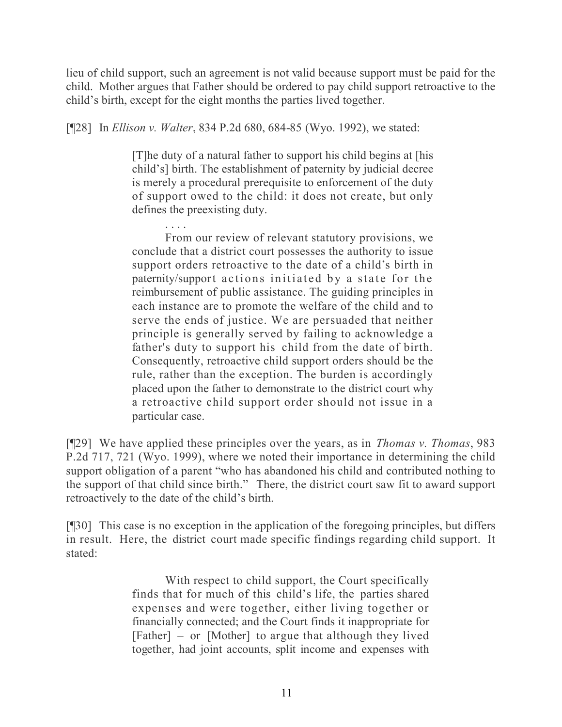lieu of child support, such an agreement is not valid because support must be paid for the child. Mother argues that Father should be ordered to pay child support retroactive to the child's birth, except for the eight months the parties lived together.

[¶28] In *Ellison v. Walter*, 834 P.2d 680, 684-85 (Wyo. 1992), we stated:

> [T]he duty of a natural father to support his child begins at [his child's] birth. The establishment of paternity by judicial decree is merely a procedural prerequisite to enforcement of the duty of support owed to the child: it does not create, but only defines the preexisting duty.
>
> . . . .
>
> From our review of relevant statutory provisions, we conclude that a district court possesses the authority to issue support orders retroactive to the date of a child's birth in paternity/support actions initiated by a state for the reimbursement of public assistance. The guiding principles in each instance are to promote the welfare of the child and to serve the ends of justice. We are persuaded that neither principle is generally served by failing to acknowledge a father's duty to support his child from the date of birth. Consequently, retroactive child support orders should be the rule, rather than the exception. The burden is accordingly placed upon the father to demonstrate to the district court why a retroactive child support order should not issue in a particular case.

[¶29] We have applied these principles over the years, as in *Thomas v. Thomas*, 983 P.2d 717, 721 (Wyo. 1999), where we noted their importance in determining the child support obligation of a parent "who has abandoned his child and contributed nothing to the support of that child since birth." There, the district court saw fit to award support retroactively to the date of the child's birth.

[¶30] This case is no exception in the application of the foregoing principles, but differs in result. Here, the district court made specific findings regarding child support. It stated:

> With respect to child support, the Court specifically finds that for much of this child's life, the parties shared expenses and were together, either living together or financially connected; and the Court finds it inappropriate for [Father] – or [Mother] to argue that although they lived together, had joint accounts, split income and expenses with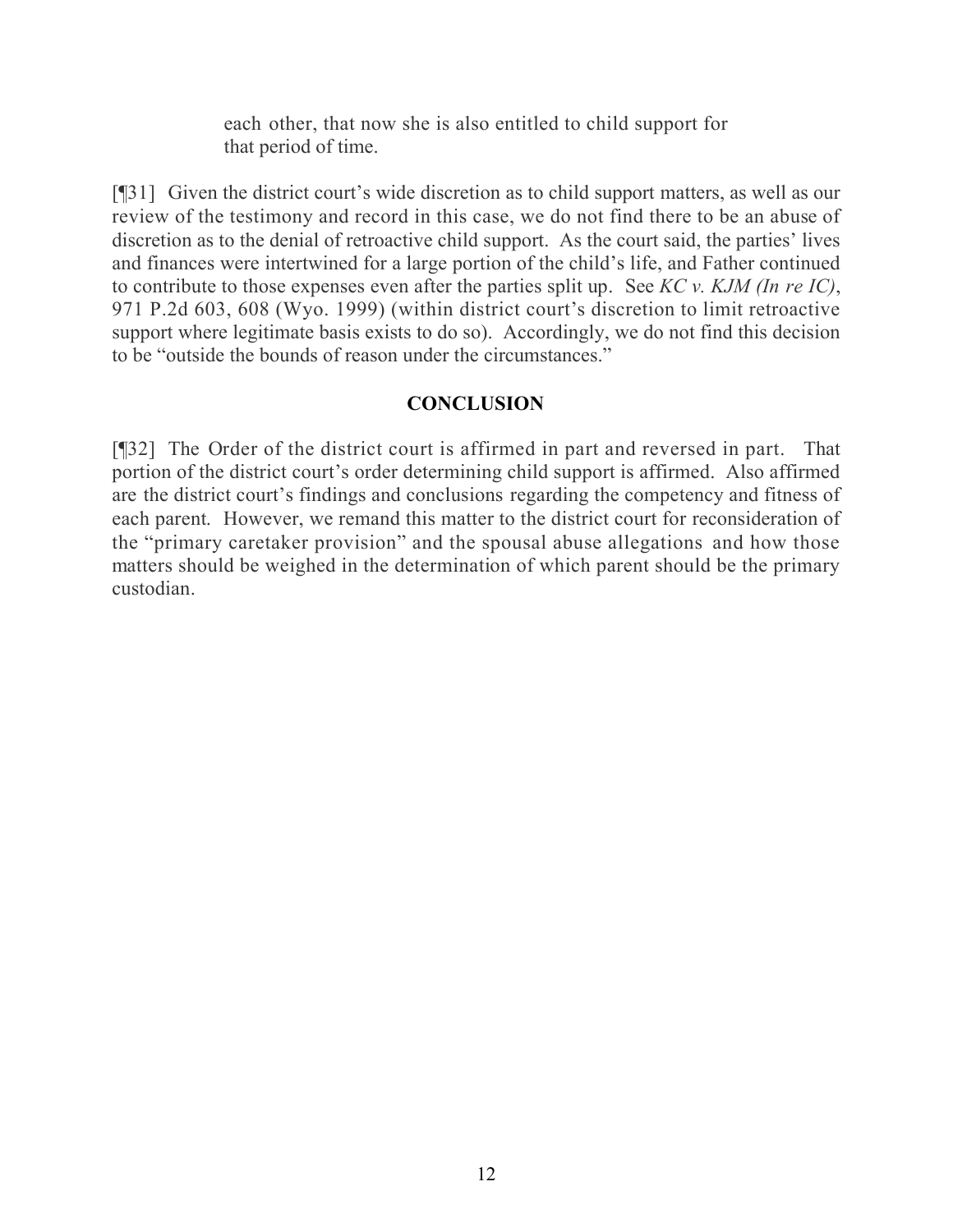> each other, that now she is also entitled to child support for that period of time.

[¶31] Given the district court's wide discretion as to child support matters, as well as our review of the testimony and record in this case, we do not find there to be an abuse of discretion as to the denial of retroactive child support. As the court said, the parties' lives and finances were intertwined for a large portion of the child's life, and Father continued to contribute to those expenses even after the parties split up. See *KC v. KJM (In re IC)*, 971 P.2d 603, 608 (Wyo. 1999) (within district court's discretion to limit retroactive support where legitimate basis exists to do so). Accordingly, we do not find this decision to be "outside the bounds of reason under the circumstances."

## CONCLUSION

[¶32] The Order of the district court is affirmed in part and reversed in part. That portion of the district court's order determining child support is affirmed. Also affirmed are the district court's findings and conclusions regarding the competency and fitness of each parent. However, we remand this matter to the district court for reconsideration of the "primary caretaker provision" and the spousal abuse allegations and how those matters should be weighed in the determination of which parent should be the primary custodian.